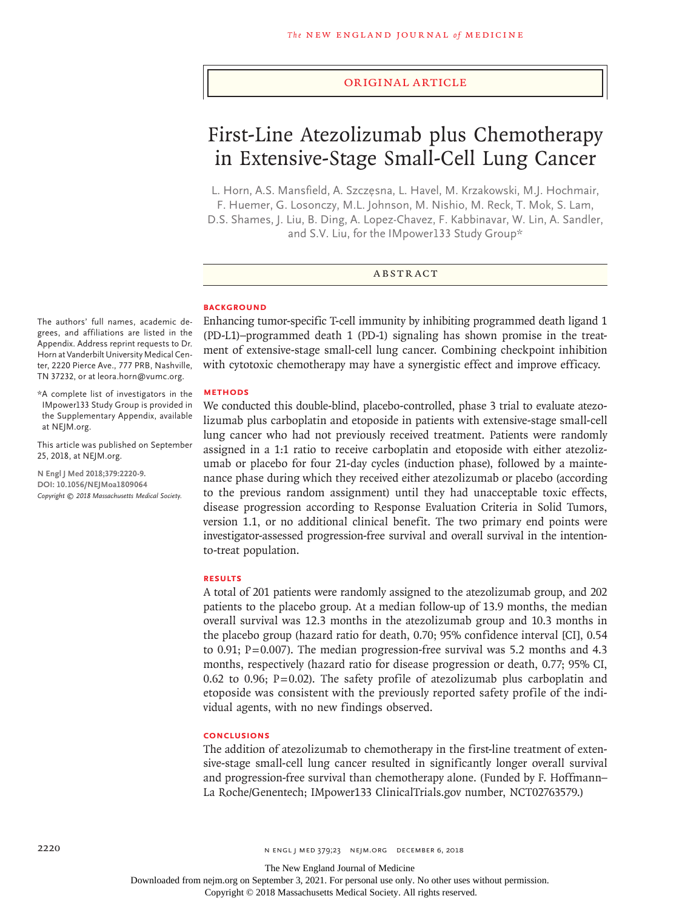ORIGINAL ARTICLE

# First-Line Atezolizumab plus Chemotherapy in Extensive-Stage Small-Cell Lung Cancer

L. Horn, A.S. Mansfield, A. Szczęsna, L. Havel, M. Krzakowski, M.J. Hochmair, F. Huemer, G. Losonczy, M.L. Johnson, M. Nishio, M. Reck, T. Mok, S. Lam, D.S. Shames, J. Liu, B. Ding, A. Lopez-Chavez, F. Kabbinavar, W. Lin, A. Sandler, and S.V. Liu, for the IMpower133 Study Group*

## ABSTRACT

### BACKGROUND

Enhancing tumor-specific T-cell immunity by inhibiting programmed death ligand 1 (PD-L1)–programmed death 1 (PD-1) signaling has shown promise in the treatment of extensive-stage small-cell lung cancer. Combining checkpoint inhibition with cytotoxic chemotherapy may have a synergistic effect and improve efficacy.

### METHODS

We conducted this double-blind, placebo-controlled, phase 3 trial to evaluate atezolizumab plus carboplatin and etoposide in patients with extensive-stage small-cell lung cancer who had not previously received treatment. Patients were randomly assigned in a 1:1 ratio to receive carboplatin and etoposide with either atezolizumab or placebo for four 21-day cycles (induction phase), followed by a maintenance phase during which they received either atezolizumab or placebo (according to the previous random assignment) until they had unacceptable toxic effects, disease progression according to Response Evaluation Criteria in Solid Tumors, version 1.1, or no additional clinical benefit. The two primary end points were investigator-assessed progression-free survival and overall survival in the intention-to-treat population.

### RESULTS

A total of 201 patients were randomly assigned to the atezolizumab group, and 202 patients to the placebo group. At a median follow-up of 13.9 months, the median overall survival was 12.3 months in the atezolizumab group and 10.3 months in the placebo group (hazard ratio for death, 0.70; 95% confidence interval [CI], 0.54 to 0.91; P=0.007). The median progression-free survival was 5.2 months and 4.3 months, respectively (hazard ratio for disease progression or death, 0.77; 95% CI, 0.62 to 0.96; P=0.02). The safety profile of atezolizumab plus carboplatin and etoposide was consistent with the previously reported safety profile of the individual agents, with no new findings observed.

### CONCLUSIONS

The addition of atezolizumab to chemotherapy in the first-line treatment of extensive-stage small-cell lung cancer resulted in significantly longer overall survival and progression-free survival than chemotherapy alone. (Funded by F. Hoffmann–La Roche/Genentech; IMpower133 ClinicalTrials.gov number, NCT02763579.)

The authors' full names, academic degrees, and affiliations are listed in the Appendix. Address reprint requests to Dr. Horn at Vanderbilt University Medical Center, 2220 Pierce Ave., 777 PRB, Nashville, TN 37232, or at leora.horn@vumc.org.

*A complete list of investigators in the IMpower133 Study Group is provided in the Supplementary Appendix, available at NEJM.org.

This article was published on September 25, 2018, at NEJM.org.

**N Engl J Med 2018;379:2220-9.**
**DOI: 10.1056/NEJMoa1809064**
*Copyright © 2018 Massachusetts Medical Society.*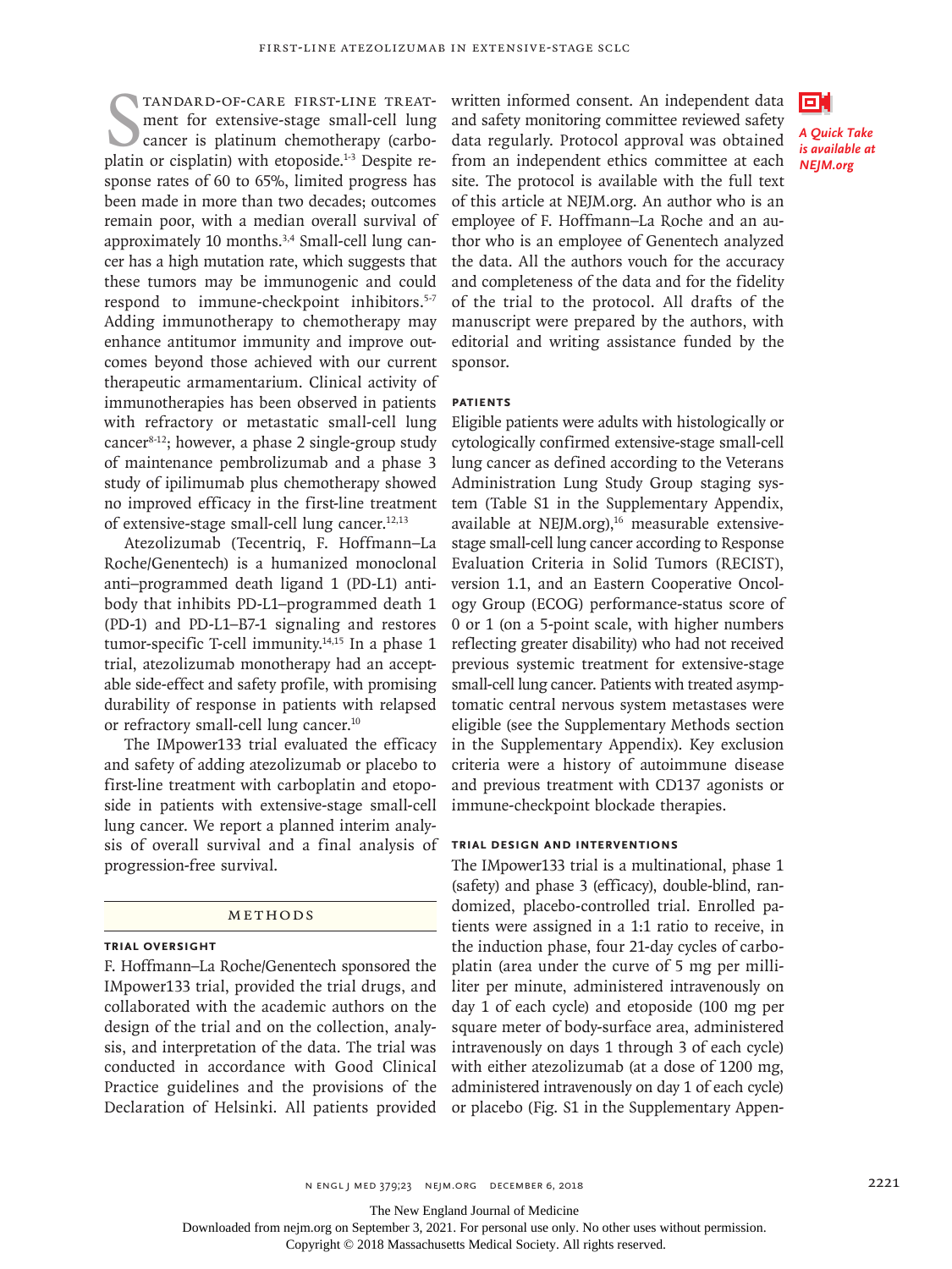Standard-of-care first-line treatment for extensive-stage small-cell lung cancer is platinum chemotherapy (carboplatin or cisplatin) with etoposide.[1-3] Despite response rates of 60 to 65%, limited progress has been made in more than two decades; outcomes remain poor, with a median overall survival of approximately 10 months.[3,4] Small-cell lung cancer has a high mutation rate, which suggests that these tumors may be immunogenic and could respond to immune-checkpoint inhibitors.[5-7] Adding immunotherapy to chemotherapy may enhance antitumor immunity and improve outcomes beyond those achieved with our current therapeutic armamentarium. Clinical activity of immunotherapies has been observed in patients with refractory or metastatic small-cell lung cancer[8-12]; however, a phase 2 single-group study of maintenance pembrolizumab and a phase 3 study of ipilimumab plus chemotherapy showed no improved efficacy in the first-line treatment of extensive-stage small-cell lung cancer.[12,13]

Atezolizumab (Tecentriq, F. Hoffmann–La Roche/Genentech) is a humanized monoclonal anti–programmed death ligand 1 (PD-L1) antibody that inhibits PD-L1–programmed death 1 (PD-1) and PD-L1–B7-1 signaling and restores tumor-specific T-cell immunity.[14,15] In a phase 1 trial, atezolizumab monotherapy had an acceptable side-effect and safety profile, with promising durability of response in patients with relapsed or refractory small-cell lung cancer.[10]

The IMpower133 trial evaluated the efficacy and safety of adding atezolizumab or placebo to first-line treatment with carboplatin and etoposide in patients with extensive-stage small-cell lung cancer. We report a planned interim analysis of overall survival and a final analysis of progression-free survival.

## Methods

### Trial Oversight

F. Hoffmann–La Roche/Genentech sponsored the IMpower133 trial, provided the trial drugs, and collaborated with the academic authors on the design of the trial and on the collection, analysis, and interpretation of the data. The trial was conducted in accordance with Good Clinical Practice guidelines and the provisions of the Declaration of Helsinki. All patients provided written informed consent. An independent data and safety monitoring committee reviewed safety data regularly. Protocol approval was obtained from an independent ethics committee at each site. The protocol is available with the full text of this article at NEJM.org. An author who is an employee of F. Hoffmann–La Roche and an author who is an employee of Genentech analyzed the data. All the authors vouch for the accuracy and completeness of the data and for the fidelity of the trial to the protocol. All drafts of the manuscript were prepared by the authors, with editorial and writing assistance funded by the sponsor.

*A Quick Take is available at NEJM.org*

### Patients

Eligible patients were adults with histologically or cytologically confirmed extensive-stage small-cell lung cancer as defined according to the Veterans Administration Lung Study Group staging system (Table S1 in the Supplementary Appendix, available at NEJM.org),[16] measurable extensive-stage small-cell lung cancer according to Response Evaluation Criteria in Solid Tumors (RECIST), version 1.1, and an Eastern Cooperative Oncology Group (ECOG) performance-status score of 0 or 1 (on a 5-point scale, with higher numbers reflecting greater disability) who had not received previous systemic treatment for extensive-stage small-cell lung cancer. Patients with treated asymptomatic central nervous system metastases were eligible (see the Supplementary Methods section in the Supplementary Appendix). Key exclusion criteria were a history of autoimmune disease and previous treatment with CD137 agonists or immune-checkpoint blockade therapies.

### Trial Design and Interventions

The IMpower133 trial is a multinational, phase 1 (safety) and phase 3 (efficacy), double-blind, randomized, placebo-controlled trial. Enrolled patients were assigned in a 1:1 ratio to receive, in the induction phase, four 21-day cycles of carboplatin (area under the curve of 5 mg per milliliter per minute, administered intravenously on day 1 of each cycle) and etoposide (100 mg per square meter of body-surface area, administered intravenously on days 1 through 3 of each cycle) with either atezolizumab (at a dose of 1200 mg, administered intravenously on day 1 of each cycle) or placebo (Fig. S1 in the Supplementary Appen-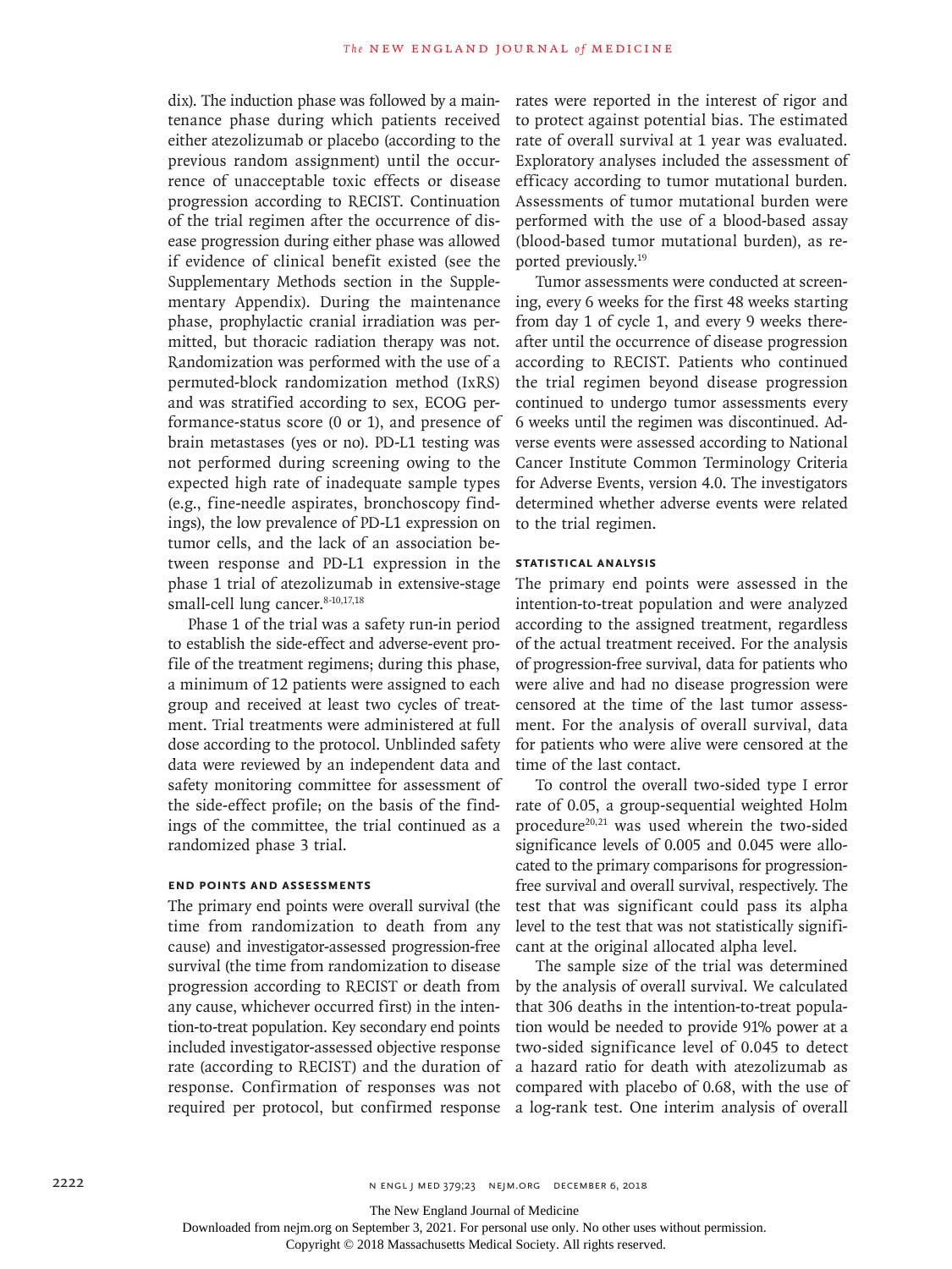dix). The induction phase was followed by a maintenance phase during which patients received either atezolizumab or placebo (according to the previous random assignment) until the occurrence of unacceptable toxic effects or disease progression according to RECIST. Continuation of the trial regimen after the occurrence of disease progression during either phase was allowed if evidence of clinical benefit existed (see the Supplementary Methods section in the Supplementary Appendix). During the maintenance phase, prophylactic cranial irradiation was permitted, but thoracic radiation therapy was not. Randomization was performed with the use of a permuted-block randomization method (IxRS) and was stratified according to sex, ECOG performance-status score (0 or 1), and presence of brain metastases (yes or no). PD-L1 testing was not performed during screening owing to the expected high rate of inadequate sample types (e.g., fine-needle aspirates, bronchoscopy findings), the low prevalence of PD-L1 expression on tumor cells, and the lack of an association between response and PD-L1 expression in the phase 1 trial of atezolizumab in extensive-stage small-cell lung cancer.[8-10,17,18]

Phase 1 of the trial was a safety run-in period to establish the side-effect and adverse-event profile of the treatment regimens; during this phase, a minimum of 12 patients were assigned to each group and received at least two cycles of treatment. Trial treatments were administered at full dose according to the protocol. Unblinded safety data were reviewed by an independent data and safety monitoring committee for assessment of the side-effect profile; on the basis of the findings of the committee, the trial continued as a randomized phase 3 trial.

### End Points and Assessments

The primary end points were overall survival (the time from randomization to death from any cause) and investigator-assessed progression-free survival (the time from randomization to disease progression according to RECIST or death from any cause, whichever occurred first) in the intention-to-treat population. Key secondary end points included investigator-assessed objective response rate (according to RECIST) and the duration of response. Confirmation of responses was not required per protocol, but confirmed response rates were reported in the interest of rigor and to protect against potential bias. The estimated rate of overall survival at 1 year was evaluated. Exploratory analyses included the assessment of efficacy according to tumor mutational burden. Assessments of tumor mutational burden were performed with the use of a blood-based assay (blood-based tumor mutational burden), as reported previously.[19]

Tumor assessments were conducted at screening, every 6 weeks for the first 48 weeks starting from day 1 of cycle 1, and every 9 weeks thereafter until the occurrence of disease progression according to RECIST. Patients who continued the trial regimen beyond disease progression continued to undergo tumor assessments every 6 weeks until the regimen was discontinued. Adverse events were assessed according to National Cancer Institute Common Terminology Criteria for Adverse Events, version 4.0. The investigators determined whether adverse events were related to the trial regimen.

### Statistical Analysis

The primary end points were assessed in the intention-to-treat population and were analyzed according to the assigned treatment, regardless of the actual treatment received. For the analysis of progression-free survival, data for patients who were alive and had no disease progression were censored at the time of the last tumor assessment. For the analysis of overall survival, data for patients who were alive were censored at the time of the last contact.

To control the overall two-sided type I error rate of 0.05, a group-sequential weighted Holm procedure[20,21] was used wherein the two-sided significance levels of 0.005 and 0.045 were allocated to the primary comparisons for progression-free survival and overall survival, respectively. The test that was significant could pass its alpha level to the test that was not statistically significant at the original allocated alpha level.

The sample size of the trial was determined by the analysis of overall survival. We calculated that 306 deaths in the intention-to-treat population would be needed to provide 91% power at a two-sided significance level of 0.045 to detect a hazard ratio for death with atezolizumab as compared with placebo of 0.68, with the use of a log-rank test. One interim analysis of overall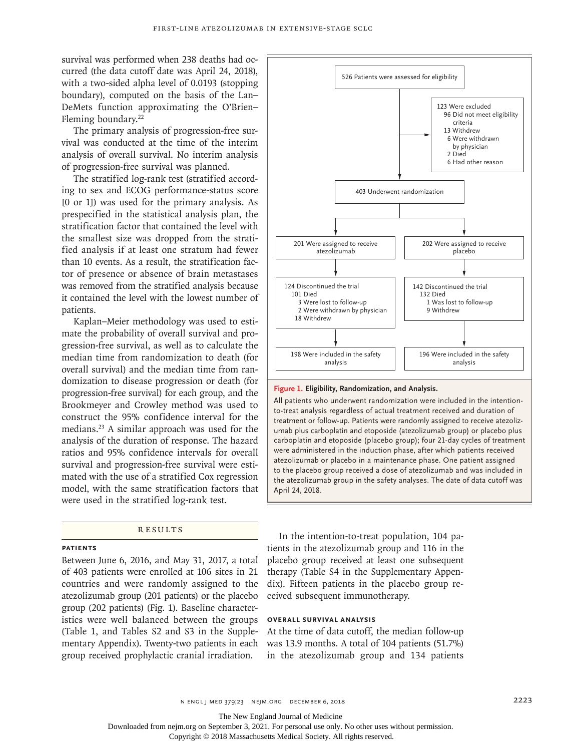survival was performed when 238 deaths had occurred (the data cutoff date was April 24, 2018), with a two-sided alpha level of 0.0193 (stopping boundary), computed on the basis of the Lan–DeMets function approximating the O'Brien–Fleming boundary.[22]

The primary analysis of progression-free survival was conducted at the time of the interim analysis of overall survival. No interim analysis of progression-free survival was planned.

The stratified log-rank test (stratified according to sex and ECOG performance-status score [0 or 1]) was used for the primary analysis. As prespecified in the statistical analysis plan, the stratification factor that contained the level with the smallest size was dropped from the stratified analysis if at least one stratum had fewer than 10 events. As a result, the stratification factor of presence or absence of brain metastases was removed from the stratified analysis because it contained the level with the lowest number of patients.

Kaplan–Meier methodology was used to estimate the probability of overall survival and progression-free survival, as well as to calculate the median time from randomization to death (for overall survival) and the median time from randomization to disease progression or death (for progression-free survival) for each group, and the Brookmeyer and Crowley method was used to construct the 95% confidence interval for the medians.[23] A similar approach was used for the analysis of the duration of response. The hazard ratios and 95% confidence intervals for overall survival and progression-free survival were estimated with the use of a stratified Cox regression model, with the same stratification factors that were used in the stratified log-rank test.

526 Patients were assessed for eligibility

123 Were excluded
- 96 Did not meet eligibility criteria
- 13 Withdrew
- 6 Were withdrawn by physician
- 2 Died
- 6 Had other reason

403 Underwent randomization

| Atezolizumab | Placebo |
|---|---|
| 201 Were assigned to receive atezolizumab | 202 Were assigned to receive placebo |
| 124 Discontinued the trial: 101 Died; 3 Were lost to follow-up; 2 Were withdrawn by physician; 18 Withdrew | 142 Discontinued the trial: 132 Died; 1 Was lost to follow-up; 9 Withdrew |
| 198 Were included in the safety analysis | 196 Were included in the safety analysis |

**Figure 1. Eligibility, Randomization, and Analysis.**

All patients who underwent randomization were included in the intention-to-treat analysis regardless of actual treatment received and duration of treatment or follow-up. Patients were randomly assigned to receive atezolizumab plus carboplatin and etoposide (atezolizumab group) or placebo plus carboplatin and etoposide (placebo group); four 21-day cycles of treatment were administered in the induction phase, after which patients received atezolizumab or placebo in a maintenance phase. One patient assigned to the placebo group received a dose of atezolizumab and was included in the atezolizumab group in the safety analyses. The date of data cutoff was April 24, 2018.

## Results

### Patients

Between June 6, 2016, and May 31, 2017, a total of 403 patients were enrolled at 106 sites in 21 countries and were randomly assigned to the atezolizumab group (201 patients) or the placebo group (202 patients) (Fig. 1). Baseline characteristics were well balanced between the groups (Table 1, and Tables S2 and S3 in the Supplementary Appendix). Twenty-two patients in each group received prophylactic cranial irradiation.

In the intention-to-treat population, 104 patients in the atezolizumab group and 116 in the placebo group received at least one subsequent therapy (Table S4 in the Supplementary Appendix). Fifteen patients in the placebo group received subsequent immunotherapy.

### Overall Survival Analysis

At the time of data cutoff, the median follow-up was 13.9 months. A total of 104 patients (51.7%) in the atezolizumab group and 134 patients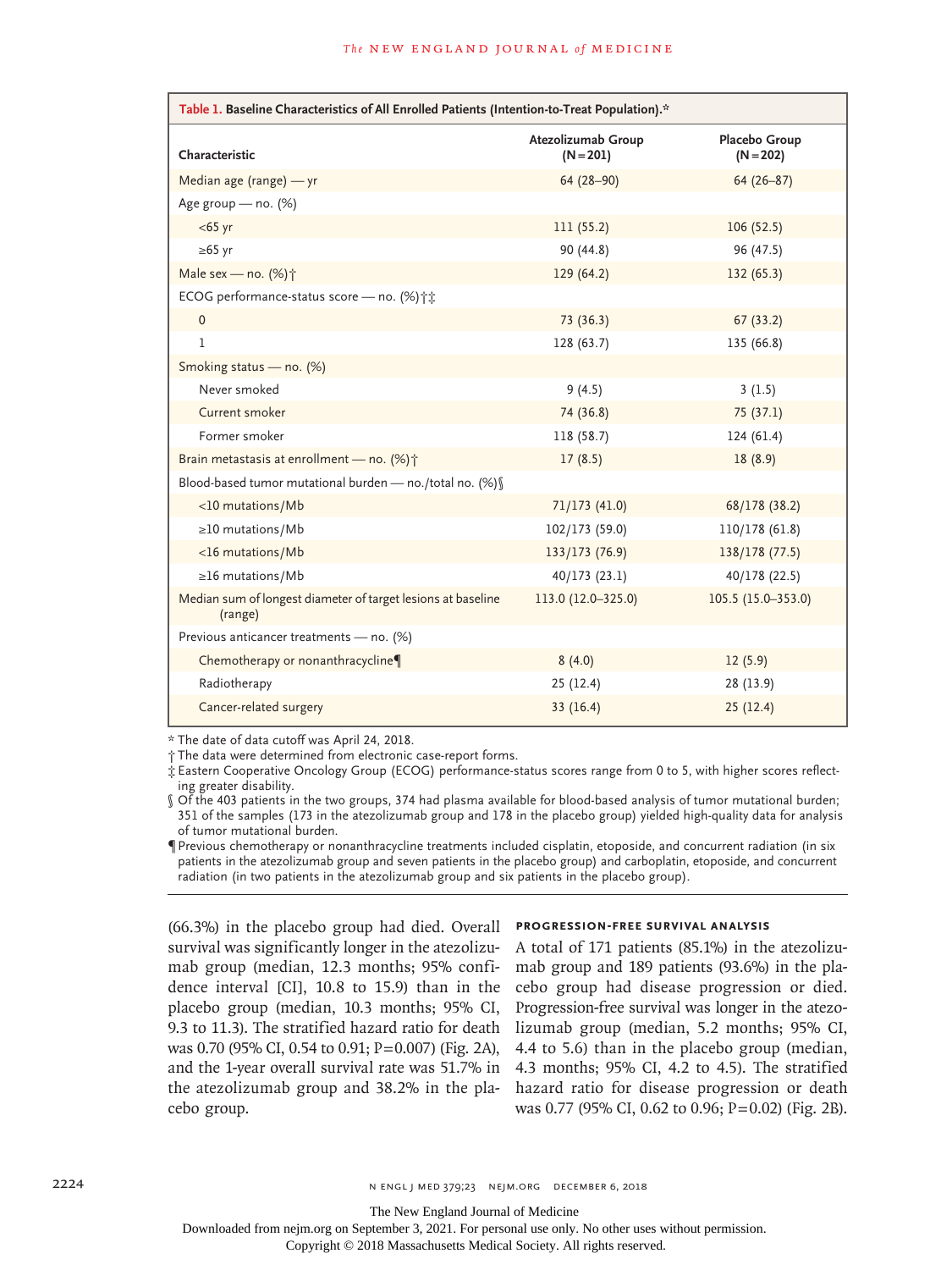**Table 1. Baseline Characteristics of All Enrolled Patients (Intention-to-Treat Population).***

| Characteristic | Atezolizumab Group (N=201) | Placebo Group (N=202) |
|---|---|---|
| Median age (range) — yr | 64 (28–90) | 64 (26–87) |
| Age group — no. (%) | | |
| <65 yr | 111 (55.2) | 106 (52.5) |
| ≥65 yr | 90 (44.8) | 96 (47.5) |
| Male sex — no. (%)† | 129 (64.2) | 132 (65.3) |
| ECOG performance-status score — no. (%)†‡ | | |
| 0 | 73 (36.3) | 67 (33.2) |
| 1 | 128 (63.7) | 135 (66.8) |
| Smoking status — no. (%) | | |
| Never smoked | 9 (4.5) | 3 (1.5) |
| Current smoker | 74 (36.8) | 75 (37.1) |
| Former smoker | 118 (58.7) | 124 (61.4) |
| Brain metastasis at enrollment — no. (%)† | 17 (8.5) | 18 (8.9) |
| Blood-based tumor mutational burden — no./total no. (%)§ | | |
| <10 mutations/Mb | 71/173 (41.0) | 68/178 (38.2) |
| ≥10 mutations/Mb | 102/173 (59.0) | 110/178 (61.8) |
| <16 mutations/Mb | 133/173 (76.9) | 138/178 (77.5) |
| ≥16 mutations/Mb | 40/173 (23.1) | 40/178 (22.5) |
| Median sum of longest diameter of target lesions at baseline (range) | 113.0 (12.0–325.0) | 105.5 (15.0–353.0) |
| Previous anticancer treatments — no. (%) | | |
| Chemotherapy or nonanthracycline¶ | 8 (4.0) | 12 (5.9) |
| Radiotherapy | 25 (12.4) | 28 (13.9) |
| Cancer-related surgery | 33 (16.4) | 25 (12.4) |

\* The date of data cutoff was April 24, 2018.

† The data were determined from electronic case-report forms.

‡ Eastern Cooperative Oncology Group (ECOG) performance-status scores range from 0 to 5, with higher scores reflecting greater disability.

§ Of the 403 patients in the two groups, 374 had plasma available for blood-based analysis of tumor mutational burden; 351 of the samples (173 in the atezolizumab group and 178 in the placebo group) yielded high-quality data for analysis of tumor mutational burden.

¶ Previous chemotherapy or nonanthracycline treatments included cisplatin, etoposide, and concurrent radiation (in six patients in the atezolizumab group and seven patients in the placebo group) and carboplatin, etoposide, and concurrent radiation (in two patients in the atezolizumab group and six patients in the placebo group).

(66.3%) in the placebo group had died. Overall survival was significantly longer in the atezolizumab group (median, 12.3 months; 95% confidence interval [CI], 10.8 to 15.9) than in the placebo group (median, 10.3 months; 95% CI, 9.3 to 11.3). The stratified hazard ratio for death was 0.70 (95% CI, 0.54 to 0.91; P=0.007) (Fig. 2A), and the 1-year overall survival rate was 51.7% in the atezolizumab group and 38.2% in the placebo group.

### Progression-Free Survival Analysis

A total of 171 patients (85.1%) in the atezolizumab group and 189 patients (93.6%) in the placebo group had disease progression or died. Progression-free survival was longer in the atezolizumab group (median, 5.2 months; 95% CI, 4.4 to 5.6) than in the placebo group (median, 4.3 months; 95% CI, 4.2 to 4.5). The stratified hazard ratio for disease progression or death was 0.77 (95% CI, 0.62 to 0.96; P=0.02) (Fig. 2B).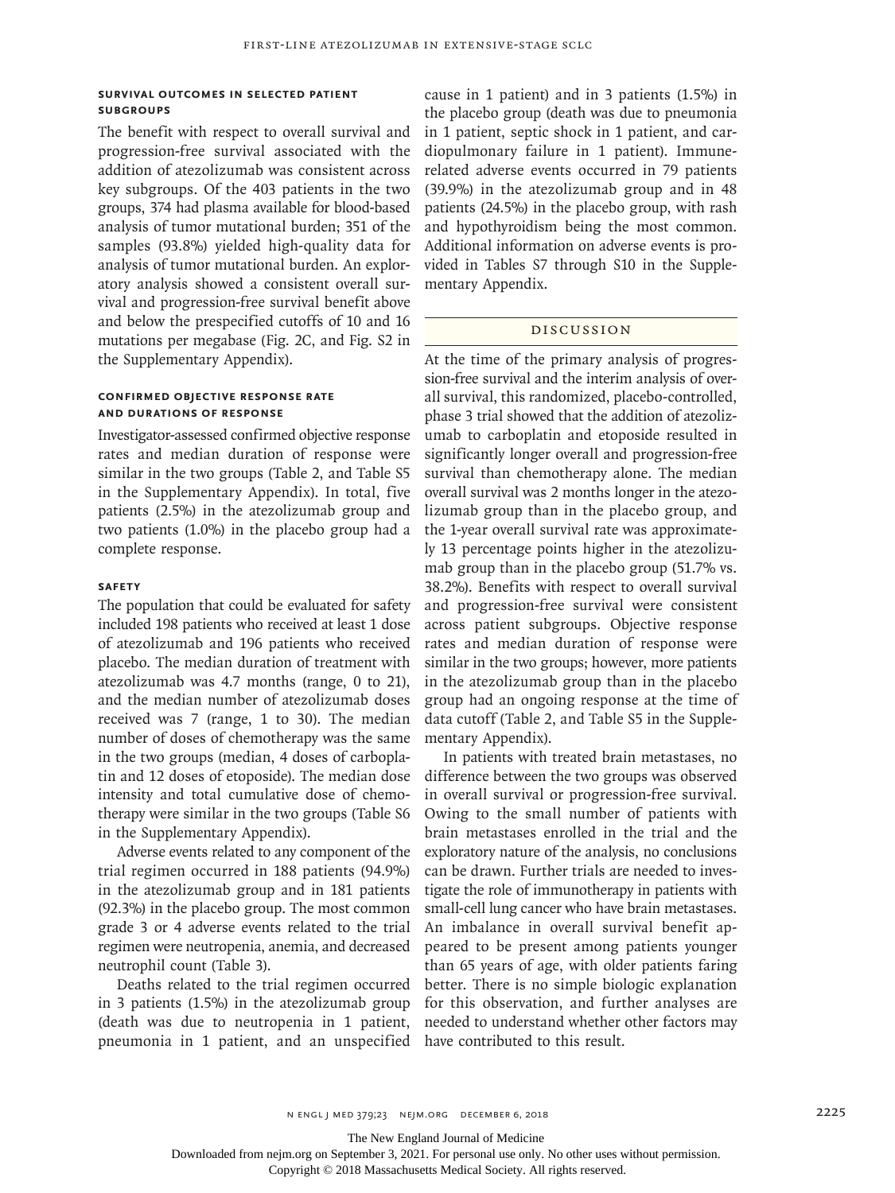### Survival Outcomes in Selected Patient Subgroups

The benefit with respect to overall survival and progression-free survival associated with the addition of atezolizumab was consistent across key subgroups. Of the 403 patients in the two groups, 374 had plasma available for blood-based analysis of tumor mutational burden; 351 of the samples (93.8%) yielded high-quality data for analysis of tumor mutational burden. An exploratory analysis showed a consistent overall survival and progression-free survival benefit above and below the prespecified cutoffs of 10 and 16 mutations per megabase (Fig. 2C, and Fig. S2 in the Supplementary Appendix).

### Confirmed Objective Response Rate and Durations of Response

Investigator-assessed confirmed objective response rates and median duration of response were similar in the two groups (Table 2, and Table S5 in the Supplementary Appendix). In total, five patients (2.5%) in the atezolizumab group and two patients (1.0%) in the placebo group had a complete response.

### Safety

The population that could be evaluated for safety included 198 patients who received at least 1 dose of atezolizumab and 196 patients who received placebo. The median duration of treatment with atezolizumab was 4.7 months (range, 0 to 21), and the median number of atezolizumab doses received was 7 (range, 1 to 30). The median number of doses of chemotherapy was the same in the two groups (median, 4 doses of carboplatin and 12 doses of etoposide). The median dose intensity and total cumulative dose of chemotherapy were similar in the two groups (Table S6 in the Supplementary Appendix).

Adverse events related to any component of the trial regimen occurred in 188 patients (94.9%) in the atezolizumab group and in 181 patients (92.3%) in the placebo group. The most common grade 3 or 4 adverse events related to the trial regimen were neutropenia, anemia, and decreased neutrophil count (Table 3).

Deaths related to the trial regimen occurred in 3 patients (1.5%) in the atezolizumab group (death was due to neutropenia in 1 patient, pneumonia in 1 patient, and an unspecified cause in 1 patient) and in 3 patients (1.5%) in the placebo group (death was due to pneumonia in 1 patient, septic shock in 1 patient, and cardiopulmonary failure in 1 patient). Immune-related adverse events occurred in 79 patients (39.9%) in the atezolizumab group and in 48 patients (24.5%) in the placebo group, with rash and hypothyroidism being the most common. Additional information on adverse events is provided in Tables S7 through S10 in the Supplementary Appendix.

## Discussion

At the time of the primary analysis of progression-free survival and the interim analysis of overall survival, this randomized, placebo-controlled, phase 3 trial showed that the addition of atezolizumab to carboplatin and etoposide resulted in significantly longer overall and progression-free survival than chemotherapy alone. The median overall survival was 2 months longer in the atezolizumab group than in the placebo group, and the 1-year overall survival rate was approximately 13 percentage points higher in the atezolizumab group than in the placebo group (51.7% vs. 38.2%). Benefits with respect to overall survival and progression-free survival were consistent across patient subgroups. Objective response rates and median duration of response were similar in the two groups; however, more patients in the atezolizumab group than in the placebo group had an ongoing response at the time of data cutoff (Table 2, and Table S5 in the Supplementary Appendix).

In patients with treated brain metastases, no difference between the two groups was observed in overall survival or progression-free survival. Owing to the small number of patients with brain metastases enrolled in the trial and the exploratory nature of the analysis, no conclusions can be drawn. Further trials are needed to investigate the role of immunotherapy in patients with small-cell lung cancer who have brain metastases. An imbalance in overall survival benefit appeared to be present among patients younger than 65 years of age, with older patients faring better. There is no simple biologic explanation for this observation, and further analyses are needed to understand whether other factors may have contributed to this result.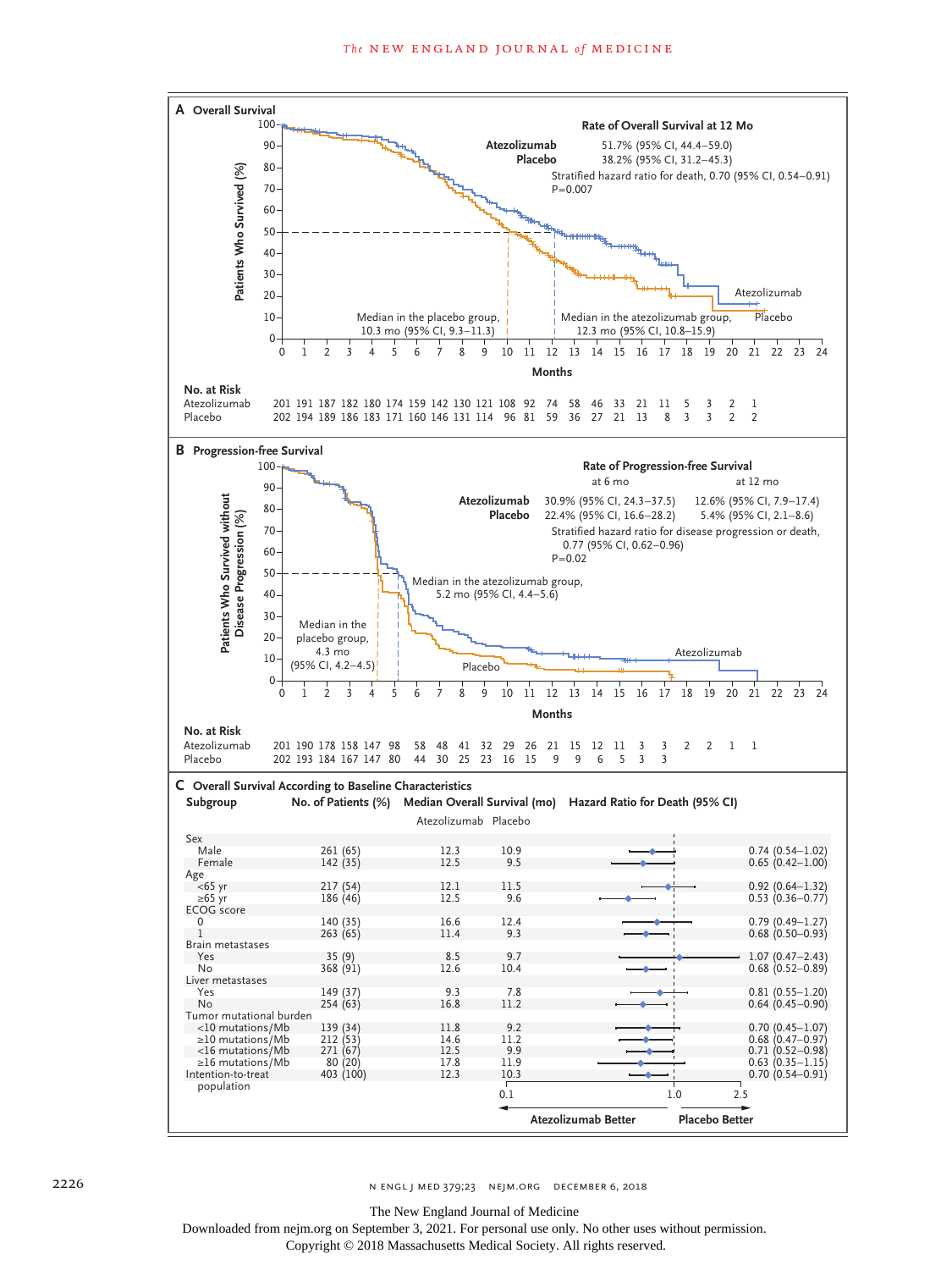**A Overall Survival**

Rate of Overall Survival at 12 Mo

| | |
|---|---|
| Atezolizumab | 51.7% (95% CI, 44.4–59.0) |
| Placebo | 38.2% (95% CI, 31.2–45.3) |

Stratified hazard ratio for death, 0.70 (95% CI, 0.54–0.91)
P=0.007

Median in the placebo group, 10.3 mo (95% CI, 9.3–11.3)

Median in the atezolizumab group, 12.3 mo (95% CI, 10.8–15.9)

No. at Risk

| Months | 0 | 1 | 2 | 3 | 4 | 5 | 6 | 7 | 8 | 9 | 10 | 11 | 12 | 13 | 14 | 15 | 16 | 17 | 18 | 19 | 20 | 21 | 22 | 23 | 24 |
|---|---|---|---|---|---|---|---|---|---|---|---|---|---|---|---|---|---|---|---|---|---|---|---|---|---|
| Atezolizumab | 201 | 191 | 187 | 182 | 180 | 174 | 159 | 142 | 130 | 121 | 108 | 92 | 74 | 58 | 46 | 33 | 21 | 11 | 5 | 3 | 2 | 1 | | | |
| Placebo | 202 | 194 | 189 | 186 | 183 | 171 | 160 | 146 | 131 | 114 | 96 | 81 | 59 | 36 | 27 | 21 | 13 | 8 | 3 | 3 | 2 | 2 | | | |

**B Progression-free Survival**

Rate of Progression-free Survival

| | at 6 mo | at 12 mo |
|---|---|---|
| Atezolizumab | 30.9% (95% CI, 24.3–37.5) | 12.6% (95% CI, 7.9–17.4) |
| Placebo | 22.4% (95% CI, 16.6–28.2) | 5.4% (95% CI, 2.1–8.6) |

Stratified hazard ratio for disease progression or death, 0.77 (95% CI, 0.62–0.96)
P=0.02

Median in the atezolizumab group, 5.2 mo (95% CI, 4.4–5.6)

Median in the placebo group, 4.3 mo (95% CI, 4.2–4.5)

No. at Risk

| Months | 0 | 1 | 2 | 3 | 4 | 5 | 6 | 7 | 8 | 9 | 10 | 11 | 12 | 13 | 14 | 15 | 16 | 17 | 18 | 19 | 20 | 21 | 22 | 23 | 24 |
|---|---|---|---|---|---|---|---|---|---|---|---|---|---|---|---|---|---|---|---|---|---|---|---|---|---|
| Atezolizumab | 201 | 190 | 178 | 158 | 147 | 98 | 58 | 48 | 41 | 32 | 29 | 26 | 21 | 15 | 12 | 11 | 3 | 3 | 2 | 2 | 1 | 1 | | | |
| Placebo | 202 | 193 | 184 | 167 | 147 | 80 | 44 | 30 | 25 | 23 | 16 | 15 | 9 | 9 | 6 | 5 | 3 | 3 | | | | | | | |

**C Overall Survival According to Baseline Characteristics**

| Subgroup | No. of Patients (%) | Median Overall Survival (mo) Atezolizumab | Median Overall Survival (mo) Placebo | Hazard Ratio for Death (95% CI) |
|---|---|---|---|---|
| Sex | | | | |
| Male | 261 (65) | 12.3 | 10.9 | 0.74 (0.54–1.02) |
| Female | 142 (35) | 12.5 | 9.5 | 0.65 (0.42–1.00) |
| Age | | | | |
| <65 yr | 217 (54) | 12.1 | 11.5 | 0.92 (0.64–1.32) |
| ≥65 yr | 186 (46) | 12.5 | 9.6 | 0.53 (0.36–0.77) |
| ECOG score | | | | |
| 0 | 140 (35) | 16.6 | 12.4 | 0.79 (0.49–1.27) |
| 1 | 263 (65) | 11.4 | 9.3 | 0.68 (0.50–0.93) |
| Brain metastases | | | | |
| Yes | 35 (9) | 8.5 | 9.7 | 1.07 (0.47–2.43) |
| No | 368 (91) | 12.6 | 10.4 | 0.68 (0.52–0.89) |
| Liver metastases | | | | |
| Yes | 149 (37) | 9.3 | 7.8 | 0.81 (0.55–1.20) |
| No | 254 (63) | 16.8 | 11.2 | 0.64 (0.45–0.90) |
| Tumor mutational burden | | | | |
| <10 mutations/Mb | 139 (34) | 11.8 | 9.2 | 0.70 (0.45–1.07) |
| ≥10 mutations/Mb | 212 (53) | 14.6 | 11.2 | 0.68 (0.47–0.97) |
| <16 mutations/Mb | 271 (67) | 12.5 | 9.9 | 0.71 (0.52–0.98) |
| ≥16 mutations/Mb | 80 (20) | 17.8 | 11.9 | 0.63 (0.35–1.15) |
| Intention-to-treat population | 403 (100) | 12.3 | 10.3 | 0.70 (0.54–0.91) |

Atezolizumab Better ← → Placebo Better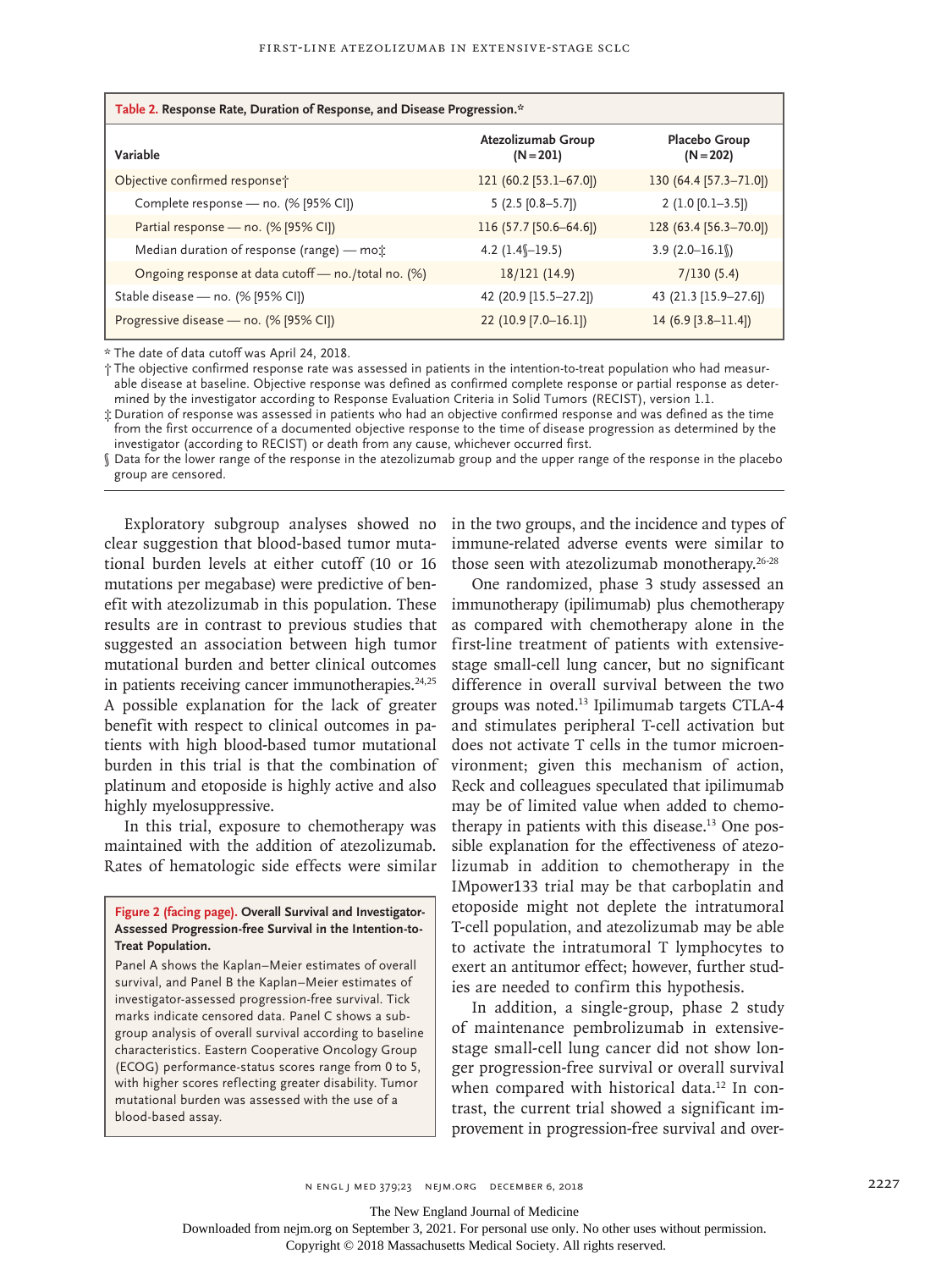**Table 2. Response Rate, Duration of Response, and Disease Progression.***

| Variable | Atezolizumab Group (N=201) | Placebo Group (N=202) |
|---|---|---|
| Objective confirmed response† | 121 (60.2 [53.1–67.0]) | 130 (64.4 [57.3–71.0]) |
| Complete response — no. (% [95% CI]) | 5 (2.5 [0.8–5.7]) | 2 (1.0 [0.1–3.5]) |
| Partial response — no. (% [95% CI]) | 116 (57.7 [50.6–64.6]) | 128 (63.4 [56.3–70.0]) |
| Median duration of response (range) — mo‡ | 4.2 (1.4§–19.5) | 3.9 (2.0–16.1§) |
| Ongoing response at data cutoff — no./total no. (%) | 18/121 (14.9) | 7/130 (5.4) |
| Stable disease — no. (% [95% CI]) | 42 (20.9 [15.5–27.2]) | 43 (21.3 [15.9–27.6]) |
| Progressive disease — no. (% [95% CI]) | 22 (10.9 [7.0–16.1]) | 14 (6.9 [3.8–11.4]) |

\* The date of data cutoff was April 24, 2018.

† The objective confirmed response rate was assessed in patients in the intention-to-treat population who had measurable disease at baseline. Objective response was defined as confirmed complete response or partial response as determined by the investigator according to Response Evaluation Criteria in Solid Tumors (RECIST), version 1.1.

‡ Duration of response was assessed in patients who had an objective confirmed response and was defined as the time from the first occurrence of a documented objective response to the time of disease progression as determined by the investigator (according to RECIST) or death from any cause, whichever occurred first.

§ Data for the lower range of the response in the atezolizumab group and the upper range of the response in the placebo group are censored.

Exploratory subgroup analyses showed no clear suggestion that blood-based tumor mutational burden levels at either cutoff (10 or 16 mutations per megabase) were predictive of benefit with atezolizumab in this population. These results are in contrast to previous studies that suggested an association between high tumor mutational burden and better clinical outcomes in patients receiving cancer immunotherapies.[24,25] A possible explanation for the lack of greater benefit with respect to clinical outcomes in patients with high blood-based tumor mutational burden in this trial is that the combination of platinum and etoposide is highly active and also highly myelosuppressive.

In this trial, exposure to chemotherapy was maintained with the addition of atezolizumab. Rates of hematologic side effects were similar in the two groups, and the incidence and types of immune-related adverse events were similar to those seen with atezolizumab monotherapy.[26-28]

One randomized, phase 3 study assessed an immunotherapy (ipilimumab) plus chemotherapy as compared with chemotherapy alone in the first-line treatment of patients with extensive-stage small-cell lung cancer, but no significant difference in overall survival between the two groups was noted.[13] Ipilimumab targets CTLA-4 and stimulates peripheral T-cell activation but does not activate T cells in the tumor microenvironment; given this mechanism of action, Reck and colleagues speculated that ipilimumab may be of limited value when added to chemotherapy in patients with this disease.[13] One possible explanation for the effectiveness of atezolizumab in addition to chemotherapy in the IMpower133 trial may be that carboplatin and etoposide might not deplete the intratumoral T-cell population, and atezolizumab may be able to activate the intratumoral T lymphocytes to exert an antitumor effect; however, further studies are needed to confirm this hypothesis.

In addition, a single-group, phase 2 study of maintenance pembrolizumab in extensive-stage small-cell lung cancer did not show longer progression-free survival or overall survival when compared with historical data.[12] In contrast, the current trial showed a significant improvement in progression-free survival and over-

**Figure 2 (facing page). Overall Survival and Investigator-Assessed Progression-free Survival in the Intention-to-Treat Population.**

Panel A shows the Kaplan–Meier estimates of overall survival, and Panel B the Kaplan–Meier estimates of investigator-assessed progression-free survival. Tick marks indicate censored data. Panel C shows a subgroup analysis of overall survival according to baseline characteristics. Eastern Cooperative Oncology Group (ECOG) performance-status scores range from 0 to 5, with higher scores reflecting greater disability. Tumor mutational burden was assessed with the use of a blood-based assay.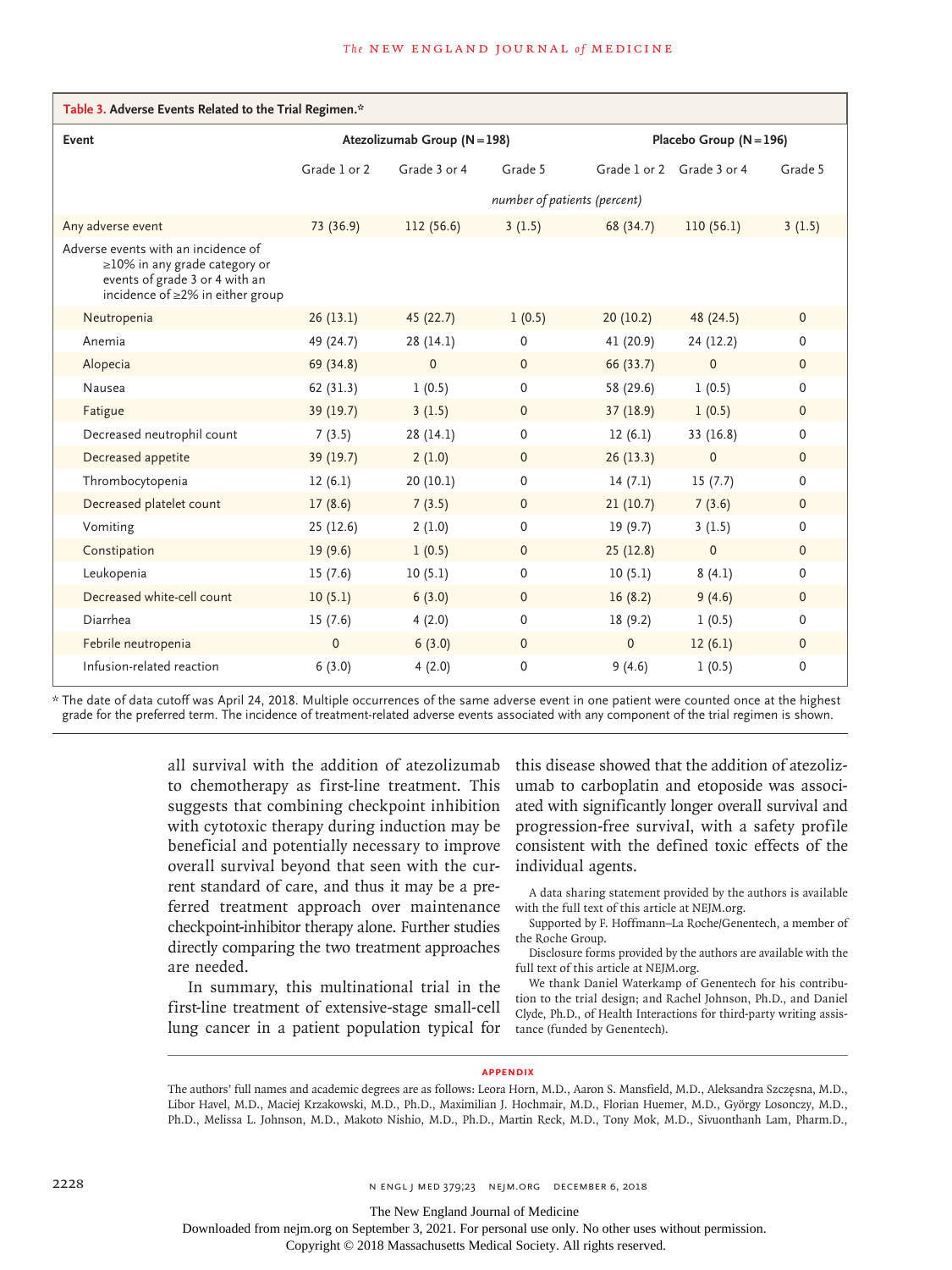**Table 3. Adverse Events Related to the Trial Regimen.***

| Event | Atezolizumab Group (N=198) | | | Placebo Group (N=196) | | |
|---|---|---|---|---|---|---|
| | Grade 1 or 2 | Grade 3 or 4 | Grade 5 | Grade 1 or 2 | Grade 3 or 4 | Grade 5 |
| | *number of patients (percent)* | | | | | |
| Any adverse event | 73 (36.9) | 112 (56.6) | 3 (1.5) | 68 (34.7) | 110 (56.1) | 3 (1.5) |
| Adverse events with an incidence of ≥10% in any grade category or events of grade 3 or 4 with an incidence of ≥2% in either group | | | | | | |
| Neutropenia | 26 (13.1) | 45 (22.7) | 1 (0.5) | 20 (10.2) | 48 (24.5) | 0 |
| Anemia | 49 (24.7) | 28 (14.1) | 0 | 41 (20.9) | 24 (12.2) | 0 |
| Alopecia | 69 (34.8) | 0 | 0 | 66 (33.7) | 0 | 0 |
| Nausea | 62 (31.3) | 1 (0.5) | 0 | 58 (29.6) | 1 (0.5) | 0 |
| Fatigue | 39 (19.7) | 3 (1.5) | 0 | 37 (18.9) | 1 (0.5) | 0 |
| Decreased neutrophil count | 7 (3.5) | 28 (14.1) | 0 | 12 (6.1) | 33 (16.8) | 0 |
| Decreased appetite | 39 (19.7) | 2 (1.0) | 0 | 26 (13.3) | 0 | 0 |
| Thrombocytopenia | 12 (6.1) | 20 (10.1) | 0 | 14 (7.1) | 15 (7.7) | 0 |
| Decreased platelet count | 17 (8.6) | 7 (3.5) | 0 | 21 (10.7) | 7 (3.6) | 0 |
| Vomiting | 25 (12.6) | 2 (1.0) | 0 | 19 (9.7) | 3 (1.5) | 0 |
| Constipation | 19 (9.6) | 1 (0.5) | 0 | 25 (12.8) | 0 | 0 |
| Leukopenia | 15 (7.6) | 10 (5.1) | 0 | 10 (5.1) | 8 (4.1) | 0 |
| Decreased white-cell count | 10 (5.1) | 6 (3.0) | 0 | 16 (8.2) | 9 (4.6) | 0 |
| Diarrhea | 15 (7.6) | 4 (2.0) | 0 | 18 (9.2) | 1 (0.5) | 0 |
| Febrile neutropenia | 0 | 6 (3.0) | 0 | 0 | 12 (6.1) | 0 |
| Infusion-related reaction | 6 (3.0) | 4 (2.0) | 0 | 9 (4.6) | 1 (0.5) | 0 |

\* The date of data cutoff was April 24, 2018. Multiple occurrences of the same adverse event in one patient were counted once at the highest grade for the preferred term. The incidence of treatment-related adverse events associated with any component of the trial regimen is shown.

all survival with the addition of atezolizumab to chemotherapy as first-line treatment. This suggests that combining checkpoint inhibition with cytotoxic therapy during induction may be beneficial and potentially necessary to improve overall survival beyond that seen with the current standard of care, and thus it may be a preferred treatment approach over maintenance checkpoint-inhibitor therapy alone. Further studies directly comparing the two treatment approaches are needed.

In summary, this multinational trial in the first-line treatment of extensive-stage small-cell lung cancer in a patient population typical for this disease showed that the addition of atezolizumab to carboplatin and etoposide was associated with significantly longer overall survival and progression-free survival, with a safety profile consistent with the defined toxic effects of the individual agents.

A data sharing statement provided by the authors is available with the full text of this article at NEJM.org.

Supported by F. Hoffmann–La Roche/Genentech, a member of the Roche Group.

Disclosure forms provided by the authors are available with the full text of this article at NEJM.org.

We thank Daniel Waterkamp of Genentech for his contribution to the trial design; and Rachel Johnson, Ph.D., and Daniel Clyde, Ph.D., of Health Interactions for third-party writing assistance (funded by Genentech).

## APPENDIX

The authors' full names and academic degrees are as follows: Leora Horn, M.D., Aaron S. Mansfield, M.D., Aleksandra Szczęsna, M.D., Libor Havel, M.D., Maciej Krzakowski, M.D., Ph.D., Maximilian J. Hochmair, M.D., Florian Huemer, M.D., György Losonczy, M.D., Ph.D., Melissa L. Johnson, M.D., Makoto Nishio, M.D., Ph.D., Martin Reck, M.D., Tony Mok, M.D., Sivuonthanh Lam, Pharm.D.,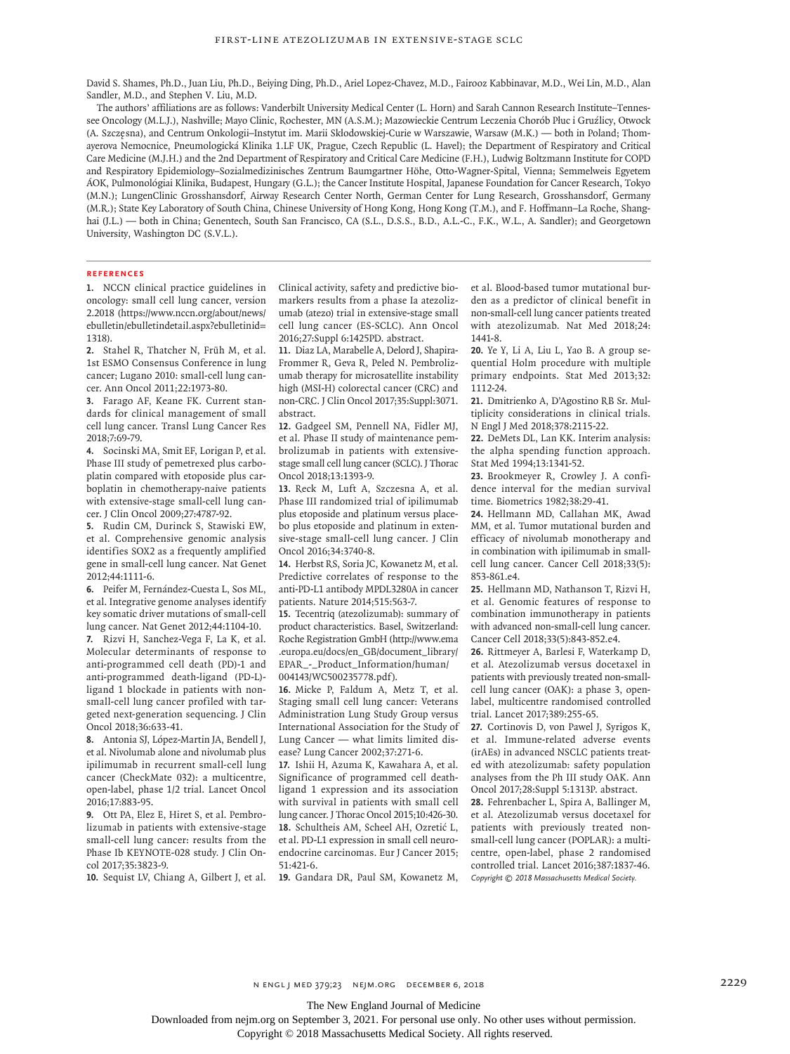David S. Shames, Ph.D., Juan Liu, Ph.D., Beiying Ding, Ph.D., Ariel Lopez-Chavez, M.D., Fairooz Kabbinavar, M.D., Wei Lin, M.D., Alan Sandler, M.D., and Stephen V. Liu, M.D.

The authors' affiliations are as follows: Vanderbilt University Medical Center (L. Horn) and Sarah Cannon Research Institute–Tennessee Oncology (M.L.J.), Nashville; Mayo Clinic, Rochester, MN (A.S.M.); Mazowieckie Centrum Leczenia Chorób Płuc i Gruźlicy, Otwock (A. Szczęsna), and Centrum Onkologii–Instytut im. Marii Skłodowskiej-Curie w Warszawie, Warsaw (M.K.) — both in Poland; Thomayerova Nemocnice, Pneumologická Klinika 1.LF UK, Prague, Czech Republic (L. Havel); the Department of Respiratory and Critical Care Medicine (M.J.H.) and the 2nd Department of Respiratory and Critical Care Medicine (F.H.), Ludwig Boltzmann Institute for COPD and Respiratory Epidemiology–Sozialmedizinisches Zentrum Baumgartner Höhe, Otto-Wagner-Spital, Vienna; Semmelweis Egyetem ÁOK, Pulmonológiai Klinika, Budapest, Hungary (G.L.); the Cancer Institute Hospital, Japanese Foundation for Cancer Research, Tokyo (M.N.); LungenClinic Grosshansdorf, Airway Research Center North, German Center for Lung Research, Grosshansdorf, Germany (M.R.); State Key Laboratory of South China, Chinese University of Hong Kong, Hong Kong (T.M.), and F. Hoffmann–La Roche, Shanghai (J.L.) — both in China; Genentech, South San Francisco, CA (S.L., D.S.S., B.D., A.L.-C., F.K., W.L., A. Sandler); and Georgetown University, Washington DC (S.V.L.).

## References

1. NCCN clinical practice guidelines in oncology: small cell lung cancer, version 2.2018 (https://www.nccn.org/about/news/ebulletin/ebulletindetail.aspx?ebulletinid=1318).
2. Stahel R, Thatcher N, Früh M, et al. 1st ESMO Consensus Conference in lung cancer; Lugano 2010: small-cell lung cancer. Ann Oncol 2011;22:1973-80.
3. Farago AF, Keane FK. Current standards for clinical management of small cell lung cancer. Transl Lung Cancer Res 2018;7:69-79.
4. Socinski MA, Smit EF, Lorigan P, et al. Phase III study of pemetrexed plus carboplatin compared with etoposide plus carboplatin in chemotherapy-naive patients with extensive-stage small-cell lung cancer. J Clin Oncol 2009;27:4787-92.
5. Rudin CM, Durinck S, Stawiski EW, et al. Comprehensive genomic analysis identifies SOX2 as a frequently amplified gene in small-cell lung cancer. Nat Genet 2012;44:1111-6.
6. Peifer M, Fernández-Cuesta L, Sos ML, et al. Integrative genome analyses identify key somatic driver mutations of small-cell lung cancer. Nat Genet 2012;44:1104-10.
7. Rizvi H, Sanchez-Vega F, La K, et al. Molecular determinants of response to anti-programmed cell death (PD)-1 and anti-programmed death-ligand (PD-L)-ligand 1 blockade in patients with non-small-cell lung cancer profiled with targeted next-generation sequencing. J Clin Oncol 2018;36:633-41.
8. Antonia SJ, López-Martin JA, Bendell J, et al. Nivolumab alone and nivolumab plus ipilimumab in recurrent small-cell lung cancer (CheckMate 032): a multicentre, open-label, phase 1/2 trial. Lancet Oncol 2016;17:883-95.
9. Ott PA, Elez E, Hiret S, et al. Pembrolizumab in patients with extensive-stage small-cell lung cancer: results from the Phase Ib KEYNOTE-028 study. J Clin Oncol 2017;35:3823-9.
10. Sequist LV, Chiang A, Gilbert J, et al. Clinical activity, safety and predictive biomarkers results from a phase Ia atezolizumab (atezo) trial in extensive-stage small cell lung cancer (ES-SCLC). Ann Oncol 2016;27:Suppl 6:1425PD. abstract.
11. Diaz LA, Marabelle A, Delord J, Shapira-Frommer R, Geva R, Peled N. Pembrolizumab therapy for microsatellite instability high (MSI-H) colorectal cancer (CRC) and non-CRC. J Clin Oncol 2017;35:Suppl:3071. abstract.
12. Gadgeel SM, Pennell NA, Fidler MJ, et al. Phase II study of maintenance pembrolizumab in patients with extensive-stage small cell lung cancer (SCLC). J Thorac Oncol 2018;13:1393-9.
13. Reck M, Luft A, Szczesna A, et al. Phase III randomized trial of ipilimumab plus etoposide and platinum versus placebo plus etoposide and platinum in extensive-stage small-cell lung cancer. J Clin Oncol 2016;34:3740-8.
14. Herbst RS, Soria JC, Kowanetz M, et al. Predictive correlates of response to the anti-PD-L1 antibody MPDL3280A in cancer patients. Nature 2014;515:563-7.
15. Tecentriq (atezolizumab): summary of product characteristics. Basel, Switzerland: Roche Registration GmbH (http://www.ema.europa.eu/docs/en_GB/document_library/EPAR_-_Product_Information/human/004143/WC500235778.pdf).
16. Micke P, Faldum A, Metz T, et al. Staging small cell lung cancer: Veterans Administration Lung Study Group versus International Association for the Study of Lung Cancer — what limits limited disease? Lung Cancer 2002;37:271-6.
17. Ishii H, Azuma K, Kawahara A, et al. Significance of programmed cell death-ligand 1 expression and its association with survival in patients with small cell lung cancer. J Thorac Oncol 2015;10:426-30.
18. Schultheis AM, Scheel AH, Ozretić L, et al. PD-L1 expression in small cell neuroendocrine carcinomas. Eur J Cancer 2015;51:421-6.
19. Gandara DR, Paul SM, Kowanetz M, et al. Blood-based tumor mutational burden as a predictor of clinical benefit in non-small-cell lung cancer patients treated with atezolizumab. Nat Med 2018;24:1441-8.
20. Ye Y, Li A, Liu L, Yao B. A group sequential Holm procedure with multiple primary endpoints. Stat Med 2013;32:1112-24.
21. Dmitrienko A, D'Agostino RB Sr. Multiplicity considerations in clinical trials. N Engl J Med 2018;378:2115-22.
22. DeMets DL, Lan KK. Interim analysis: the alpha spending function approach. Stat Med 1994;13:1341-52.
23. Brookmeyer R, Crowley J. A confidence interval for the median survival time. Biometrics 1982;38:29-41.
24. Hellmann MD, Callahan MK, Awad MM, et al. Tumor mutational burden and efficacy of nivolumab monotherapy and in combination with ipilimumab in small-cell lung cancer. Cancer Cell 2018;33(5):853-861.e4.
25. Hellmann MD, Nathanson T, Rizvi H, et al. Genomic features of response to combination immunotherapy in patients with advanced non-small-cell lung cancer. Cancer Cell 2018;33(5):843-852.e4.
26. Rittmeyer A, Barlesi F, Waterkamp D, et al. Atezolizumab versus docetaxel in patients with previously treated non-small-cell lung cancer (OAK): a phase 3, open-label, multicentre randomised controlled trial. Lancet 2017;389:255-65.
27. Cortinovis D, von Pawel J, Syrigos K, et al. Immune-related adverse events (irAEs) in advanced NSCLC patients treated with atezolizumab: safety population analyses from the Ph III study OAK. Ann Oncol 2017;28:Suppl 5:1313P. abstract.
28. Fehrenbacher L, Spira A, Ballinger M, et al. Atezolizumab versus docetaxel for patients with previously treated non-small-cell lung cancer (POPLAR): a multicentre, open-label, phase 2 randomised controlled trial. Lancet 2016;387:1837-46.

*Copyright © 2018 Massachusetts Medical Society.*